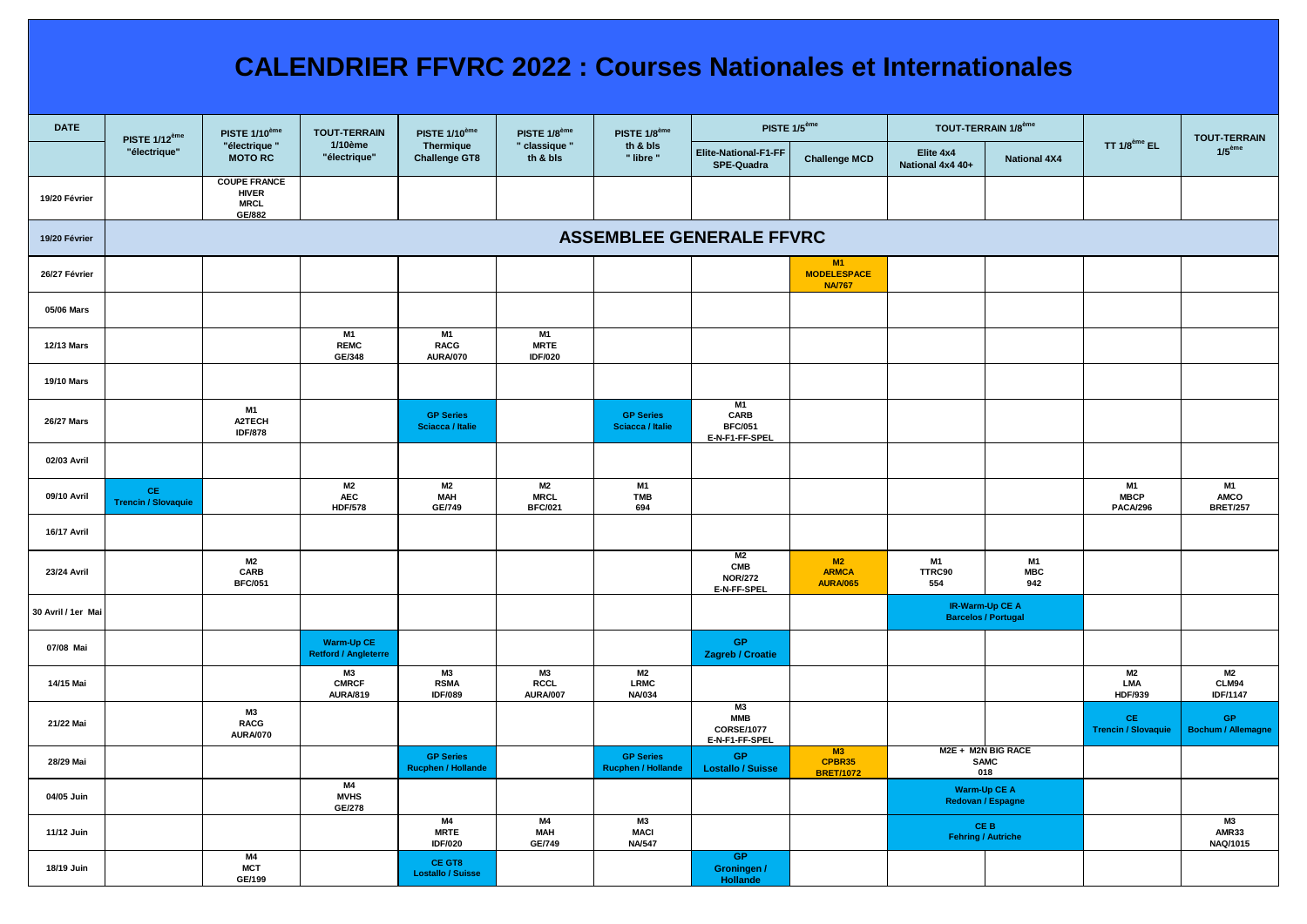# CALENDRIER FFVRC 2022 : Courses Nationales et Internationales

| DATE | PISTE 1/12ème "électrique" | PISTE 1/10ème "électrique " MOTO RC | TOUT-TERRAIN 1/10ème "électrique" | PISTE 1/10ème Thermique Challenge GT8 | PISTE 1/8ème " classique " th & bls | PISTE 1/8ème th & bls " libre " | PISTE 1/5ème | | TOUT-TERRAIN 1/8ème | | TT 1/8ème EL | TOUT-TERRAIN 1/5ème |
|---|---|---|---|---|---|---|---|---|---|---|---|---|
| | | | | | | | Elite-National-F1-FF SPE-Quadra | Challenge MCD | Elite 4x4 National 4x4 40+ | National 4X4 | | |
| 19/20 Février | | COUPE FRANCE HIVER MRCL GE/882 | | | | | | | | | | |
| 19/20 Février | ASSEMBLEE GENERALE FFVRC | | | | | | | | | | | |
| 26/27 Février | | | | | | | | M1 MODELESPACE NA/767 | | | | |
| 05/06 Mars | | | | | | | | | | | | |
| 12/13 Mars | | | M1 REMC GE/348 | M1 RACG AURA/070 | M1 MRTE IDF/020 | | | | | | | |
| 19/10 Mars | | | | | | | | | | | | |
| 26/27 Mars | | M1 A2TECH IDF/878 | | GP Series Sciacca / Italie | | GP Series Sciacca / Italie | M1 CARB BFC/051 E-N-F1-FF-SPEL | | | | | |
| 02/03 Avril | | | | | | | | | | | | |
| 09/10 Avril | CE Trencin / Slovaquie | | M2 AEC HDF/578 | M2 MAH GE/749 | M2 MRCL BFC/021 | M1 TMB 694 | | | | | M1 MBCP PACA/296 | M1 AMCO BRET/257 |
| 16/17 Avril | | | | | | | | | | | | |
| 23/24 Avril | | M2 CARB BFC/051 | | | | | M2 CMB NOR/272 E-N-FF-SPEL | M2 ARMCA AURA/065 | M1 TTRC90 554 | M1 MBC 942 | | |
| 30 Avril / 1er Mai | | | | | | | | | IR-Warm-Up CE A Barcelos / Portugal | | | |
| 07/08 Mai | | | Warm-Up CE Retford / Angleterre | | | | GP Zagreb / Croatie | | | | | |
| 14/15 Mai | | | M3 CMRCF AURA/819 | M3 RSMA IDF/089 | M3 RCCL AURA/007 | M2 LRMC NA/034 | | | | | M2 LMA HDF/939 | M2 CLM94 IDF/1147 |
| 21/22 Mai | | M3 RACG AURA/070 | | | | | M3 MMB CORSE/1077 E-N-F1-FF-SPEL | | | | CE Trencin / Slovaquie | GP Bochum / Allemagne |
| 28/29 Mai | | | | GP Series Rucphen / Hollande | | GP Series Rucphen / Hollande | GP Lostallo / Suisse | M3 CPBR35 BRET/1072 | M2E + M2N BIG RACE SAMC 018 | | | |
| 04/05 Juin | | | M4 MVHS GE/278 | | | | | | Warm-Up CE A Redovan / Espagne | | | |
| 11/12 Juin | | | | M4 MRTE IDF/020 | M4 MAH GE/749 | M3 MACI NA/547 | | | CE B Fehring / Autriche | | | M3 AMR33 NAQ/1015 |
| 18/19 Juin | | M4 MCT GE/199 | | CE GT8 Lostallo / Suisse | | | GP Groningen / Hollande | | | | | |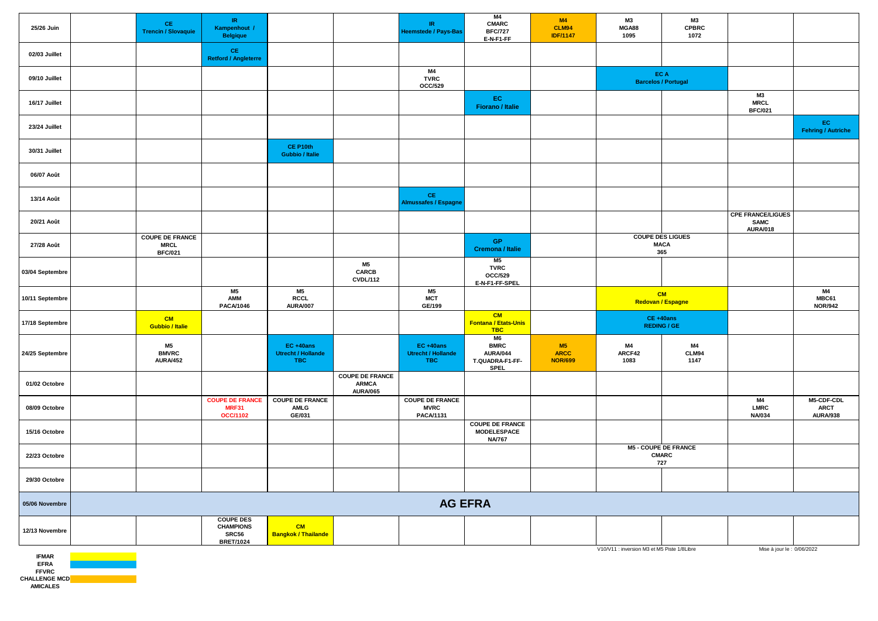| | | | | | | | | | | | | |
|---|---|---|---|---|---|---|---|---|---|---|---|---|
| **25/26 Juin** | | **CE** **Trencin / Slovaquie** | **IR** **Kampenhout / Belgique** | | | **IR** **Heemstede / Pays-Bas** | **M4** **CMARC** **BFC/727** **E-N-F1-FF** | **M4** **CLM94** **IDF/1147** | **M3** **MGA88** **1095** | **M3** **CPBRC** **1072** | | |
| **02/03 Juillet** | | | **CE** **Retford / Angleterre** | | | | | | | | | |
| **09/10 Juillet** | | | | | | **M4** **TVRC** **OCC/529** | | | **EC A** **Barcelos / Portugal** | | | |
| **16/17 Juillet** | | | | | | | **EC** **Fiorano / Italie** | | | | **M3** **MRCL** **BFC/021** | |
| **23/24 Juillet** | | | | | | | | | | | | **EC** **Fehring / Autriche** |
| **30/31 Juillet** | | | | **CE P10th** **Gubbio / Italie** | | | | | | | | |
| **06/07 Août** | | | | | | | | | | | | |
| **13/14 Août** | | | | | | **CE** **Almussafes / Espagne** | | | | | | |
| **20/21 Août** | | | | | | | | | | | **CPE FRANCE/LIGUES** **SAMC** **AURA/018** | |
| **27/28 Août** | | **COUPE DE FRANCE** **MRCL** **BFC/021** | | | | | **GP** **Cremona / Italie** | | **COUPE DES LIGUES** **MACA** **365** | | | |
| **03/04 Septembre** | | | | | **M5** **CARCB** **CVDL/112** | | **M5** **TVRC** **OCC/529** **E-N-F1-FF-SPEL** | | | | | |
| **10/11 Septembre** | | | **M5** **AMM** **PACA/1046** | **M5** **RCCL** **AURA/007** | | **M5** **MCT** **GE/199** | | | **CM** **Redovan / Espagne** | | | **M4** **MBC61** **NOR/942** |
| **17/18 Septembre** | | **CM** **Gubbio / Italie** | | | | | **CM** **Fontana / Etats-Unis** **TBC** | | **CE +40ans** **REDING / GE** | | | |
| **24/25 Septembre** | | **M5** **BMVRC** **AURA/452** | | **EC +40ans** **Utrecht / Hollande** **TBC** | | **EC +40ans** **Utrecht / Hollande** **TBC** | **M6** **BMRC** **AURA/044** **T.QUADRA-F1-FF-SPEL** | **M5** **ARCC** **NOR/699** | **M4** **ARCF42** **1083** | **M4** **CLM94** **1147** | | |
| **01/02 Octobre** | | | | | **COUPE DE FRANCE** **ARMCA** **AURA/065** | | | | | | | |
| **08/09 Octobre** | | | **COUPE DE FRANCE** **MRF31** **OCC/1102** | **COUPE DE FRANCE** **AMLG** **GE/031** | | **COUPE DE FRANCE** **MVRC** **PACA/1131** | | | | | **M4** **LMRC** **NA/034** | **M5-CDF-CDL** **ARCT** **AURA/938** |
| **15/16 Octobre** | | | | | | | **COUPE DE FRANCE** **MODELESPACE** **NA/767** | | | | | |
| **22/23 Octobre** | | | | | | | | | **M5 - COUPE DE FRANCE** **CMARC** **727** | | | |
| **29/30 Octobre** | | | | | | | | | | | | |
| **05/06 Novembre** | **AG EFRA** | | | | | | | | | | | |
| **12/13 Novembre** | | | **COUPE DES CHAMPIONS** **SRC56** **BRET/1024** | **CM** **Bangkok / Thailande** | | | | | | | | |

V10/V11 : inversion M3 et M5 Piste 1/8Libre

Mise à jour le : 0/06/2022

- **IFMAR**
- **EFRA**
- **FFVRC**
- **CHALLENGE MCD**
- **AMICALES**